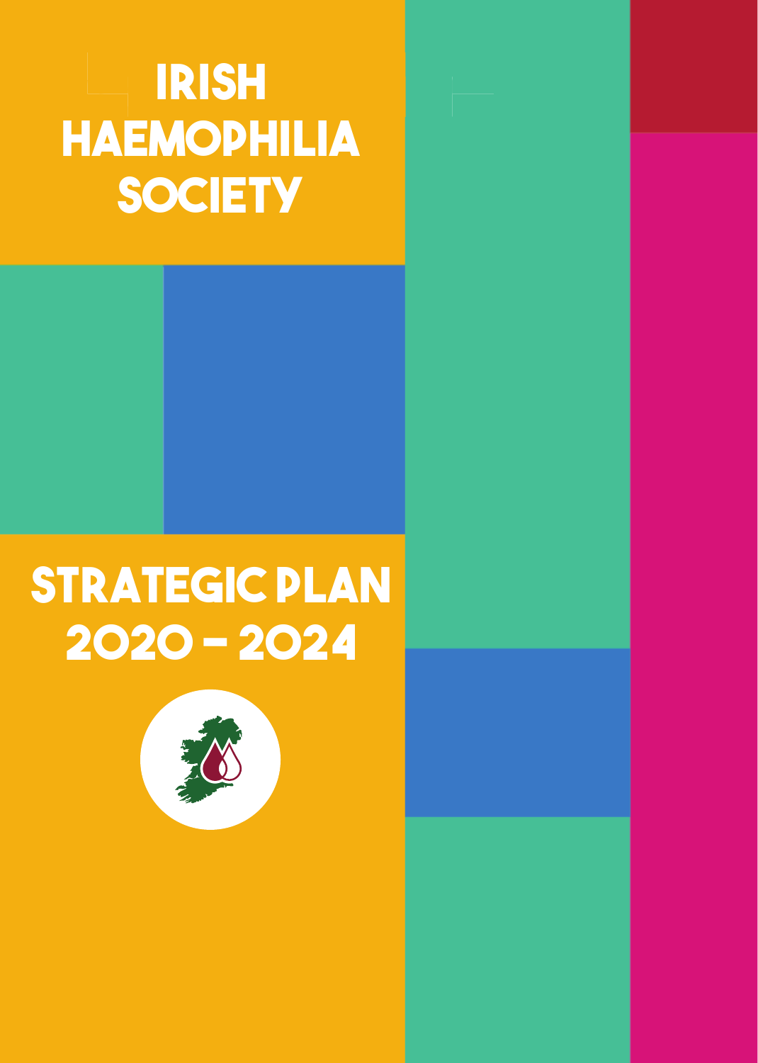# IRISH HAEMOPHILIA SOCIETY

# STRATEGIC PLAN 2020 – 2024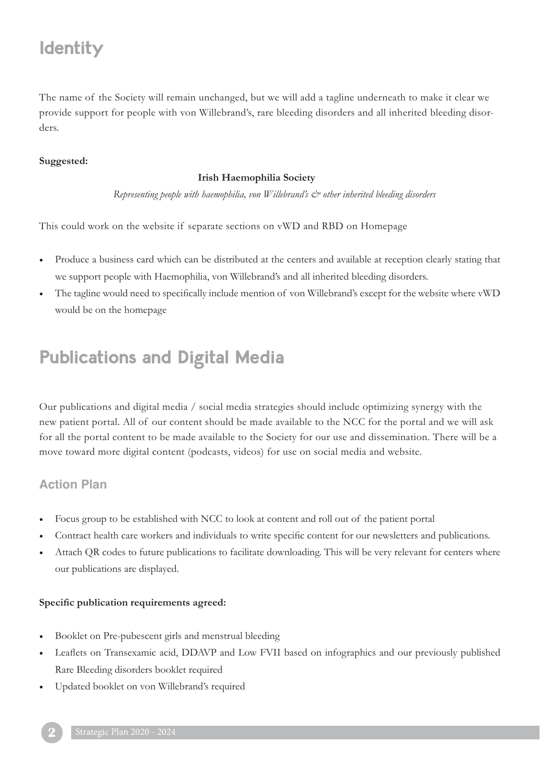# Identity

The name of the Society will remain unchanged, but we will add a tagline underneath to make it clear we provide support for people with von Willebrand's, rare bleeding disorders and all inherited bleeding disorders.

**Suggested:**

**Irish Haemophilia Society**

*Representing people with haemophilia, von Willebrand's & other inherited bleeding disorders*

This could work on the website if separate sections on vWD and RBD on Homepage

- Produce a business card which can be distributed at the centers and available at reception clearly stating that we support people with Haemophilia, von Willebrand's and all inherited bleeding disorders.
- The tagline would need to specifically include mention of von Willebrand's except for the website where vWD would be on the homepage

# Publications and Digital Media

Our publications and digital media / social media strategies should include optimizing synergy with the new patient portal. All of our content should be made available to the NCC for the portal and we will ask for all the portal content to be made available to the Society for our use and dissemination. There will be a move toward more digital content (podcasts, videos) for use on social media and website.

## Action Plan

- Focus group to be established with NCC to look at content and roll out of the patient portal
- Contract health care workers and individuals to write specific content for our newsletters and publications.
- Attach QR codes to future publications to facilitate downloading. This will be very relevant for centers where our publications are displayed.

**Specific publication requirements agreed:**

- Booklet on Pre-pubescent girls and menstrual bleeding
- Leaflets on Transexamic acid, DDAVP and Low FVII based on infographics and our previously published Rare Bleeding disorders booklet required
- Updated booklet on von Willebrand's required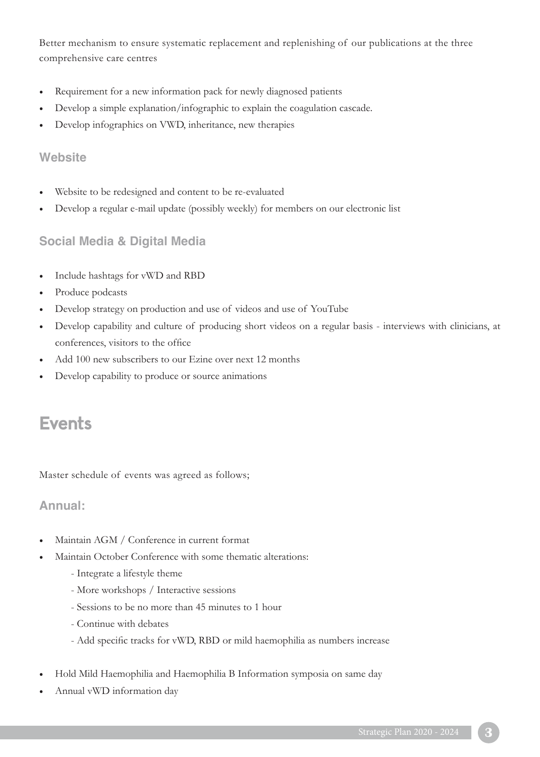Better mechanism to ensure systematic replacement and replenishing of our publications at the three comprehensive care centres

- Requirement for a new information pack for newly diagnosed patients
- Develop a simple explanation/infographic to explain the coagulation cascade.
- Develop infographics on VWD, inheritance, new therapies

### Website

- Website to be redesigned and content to be re-evaluated
- Develop a regular e-mail update (possibly weekly) for members on our electronic list

### Social Media & Digital Media

- Include hashtags for vWD and RBD
- Produce podcasts
- Develop strategy on production and use of videos and use of YouTube
- Develop capability and culture of producing short videos on a regular basis - interviews with clinicians, at conferences, visitors to the office
- Add 100 new subscribers to our Ezine over next 12 months
- Develop capability to produce or source animations

## Events

Master schedule of events was agreed as follows;

### Annual:

- Maintain AGM / Conference in current format
- Maintain October Conference with some thematic alterations:
  - Integrate a lifestyle theme
  - More workshops / Interactive sessions
  - Sessions to be no more than 45 minutes to 1 hour
  - Continue with debates
  - Add specific tracks for vWD, RBD or mild haemophilia as numbers increase

- Hold Mild Haemophilia and Haemophilia B Information symposia on same day
- Annual vWD information day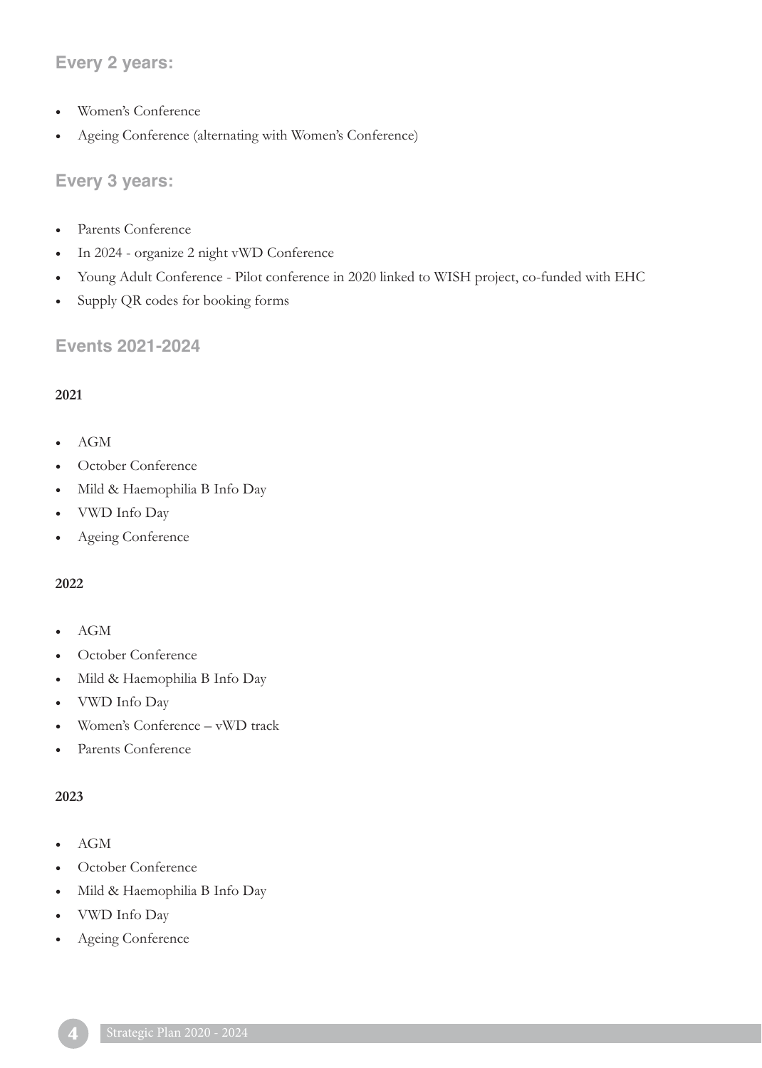### Every 2 years:

- Women's Conference
- Ageing Conference (alternating with Women's Conference)

### Every 3 years:

- Parents Conference
- In 2024 - organize 2 night vWD Conference
- Young Adult Conference - Pilot conference in 2020 linked to WISH project, co-funded with EHC
- Supply QR codes for booking forms

### Events 2021-2024

**2021**

- AGM
- October Conference
- Mild & Haemophilia B Info Day
- VWD Info Day
- Ageing Conference

**2022**

- AGM
- October Conference
- Mild & Haemophilia B Info Day
- VWD Info Day
- Women's Conference – vWD track
- Parents Conference

**2023**

- AGM
- October Conference
- Mild & Haemophilia B Info Day
- VWD Info Day
- Ageing Conference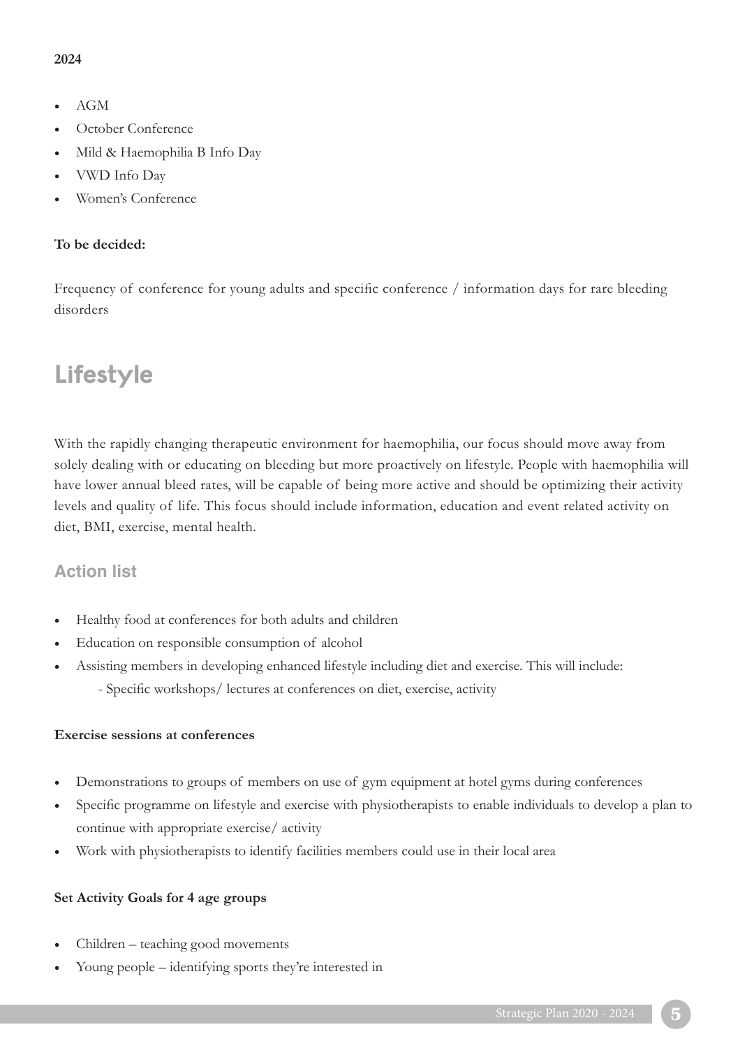**2024**

- AGM
- October Conference
- Mild & Haemophilia B Info Day
- VWD Info Day
- Women's Conference

**To be decided:**

Frequency of conference for young adults and specific conference / information days for rare bleeding disorders

## Lifestyle

With the rapidly changing therapeutic environment for haemophilia, our focus should move away from solely dealing with or educating on bleeding but more proactively on lifestyle. People with haemophilia will have lower annual bleed rates, will be capable of being more active and should be optimizing their activity levels and quality of life. This focus should include information, education and event related activity on diet, BMI, exercise, mental health.

### Action list

- Healthy food at conferences for both adults and children
- Education on responsible consumption of alcohol
- Assisting members in developing enhanced lifestyle including diet and exercise. This will include:
  - Specific workshops/ lectures at conferences on diet, exercise, activity

**Exercise sessions at conferences**

- Demonstrations to groups of members on use of gym equipment at hotel gyms during conferences
- Specific programme on lifestyle and exercise with physiotherapists to enable individuals to develop a plan to continue with appropriate exercise/ activity
- Work with physiotherapists to identify facilities members could use in their local area

**Set Activity Goals for 4 age groups**

- Children – teaching good movements
- Young people – identifying sports they're interested in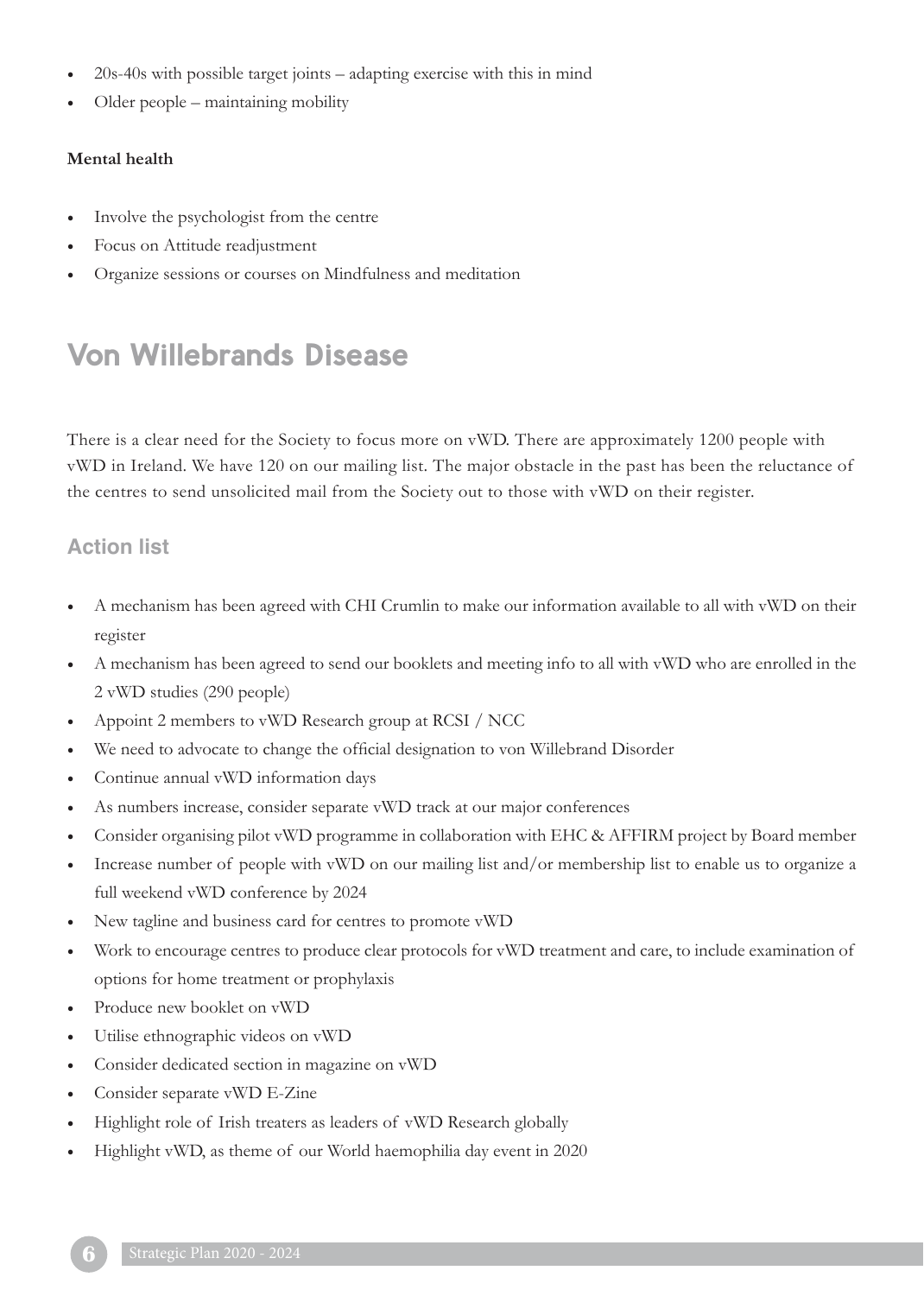- 20s-40s with possible target joints – adapting exercise with this in mind
- Older people – maintaining mobility

**Mental health**

- Involve the psychologist from the centre
- Focus on Attitude readjustment
- Organize sessions or courses on Mindfulness and meditation

## Von Willebrands Disease

There is a clear need for the Society to focus more on vWD. There are approximately 1200 people with vWD in Ireland. We have 120 on our mailing list. The major obstacle in the past has been the reluctance of the centres to send unsolicited mail from the Society out to those with vWD on their register.

### Action list

- A mechanism has been agreed with CHI Crumlin to make our information available to all with vWD on their register
- A mechanism has been agreed to send our booklets and meeting info to all with vWD who are enrolled in the 2 vWD studies (290 people)
- Appoint 2 members to vWD Research group at RCSI / NCC
- We need to advocate to change the official designation to von Willebrand Disorder
- Continue annual vWD information days
- As numbers increase, consider separate vWD track at our major conferences
- Consider organising pilot vWD programme in collaboration with EHC & AFFIRM project by Board member
- Increase number of people with vWD on our mailing list and/or membership list to enable us to organize a full weekend vWD conference by 2024
- New tagline and business card for centres to promote vWD
- Work to encourage centres to produce clear protocols for vWD treatment and care, to include examination of options for home treatment or prophylaxis
- Produce new booklet on vWD
- Utilise ethnographic videos on vWD
- Consider dedicated section in magazine on vWD
- Consider separate vWD E-Zine
- Highlight role of Irish treaters as leaders of vWD Research globally
- Highlight vWD, as theme of our World haemophilia day event in 2020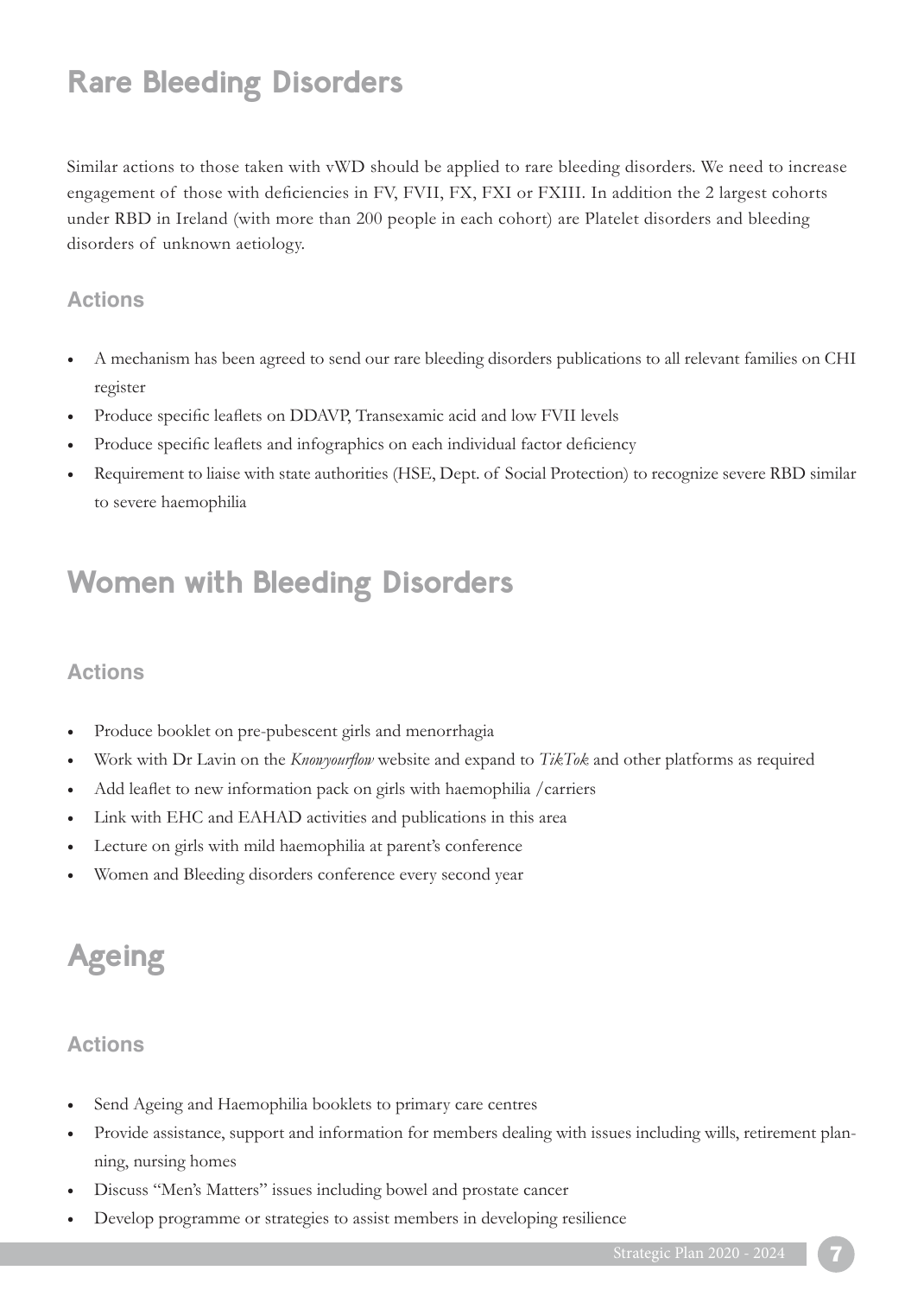# Rare Bleeding Disorders

Similar actions to those taken with vWD should be applied to rare bleeding disorders. We need to increase engagement of those with deficiencies in FV, FVII, FX, FXI or FXIII. In addition the 2 largest cohorts under RBD in Ireland (with more than 200 people in each cohort) are Platelet disorders and bleeding disorders of unknown aetiology.

### Actions

- A mechanism has been agreed to send our rare bleeding disorders publications to all relevant families on CHI register
- Produce specific leaflets on DDAVP, Transexamic acid and low FVII levels
- Produce specific leaflets and infographics on each individual factor deficiency
- Requirement to liaise with state authorities (HSE, Dept. of Social Protection) to recognize severe RBD similar to severe haemophilia

# Women with Bleeding Disorders

### Actions

- Produce booklet on pre-pubescent girls and menorrhagia
- Work with Dr Lavin on the *Knowyourflow* website and expand to *TikTok* and other platforms as required
- Add leaflet to new information pack on girls with haemophilia /carriers
- Link with EHC and EAHAD activities and publications in this area
- Lecture on girls with mild haemophilia at parent's conference
- Women and Bleeding disorders conference every second year

# Ageing

### Actions

- Send Ageing and Haemophilia booklets to primary care centres
- Provide assistance, support and information for members dealing with issues including wills, retirement planning, nursing homes
- Discuss "Men's Matters" issues including bowel and prostate cancer
- Develop programme or strategies to assist members in developing resilience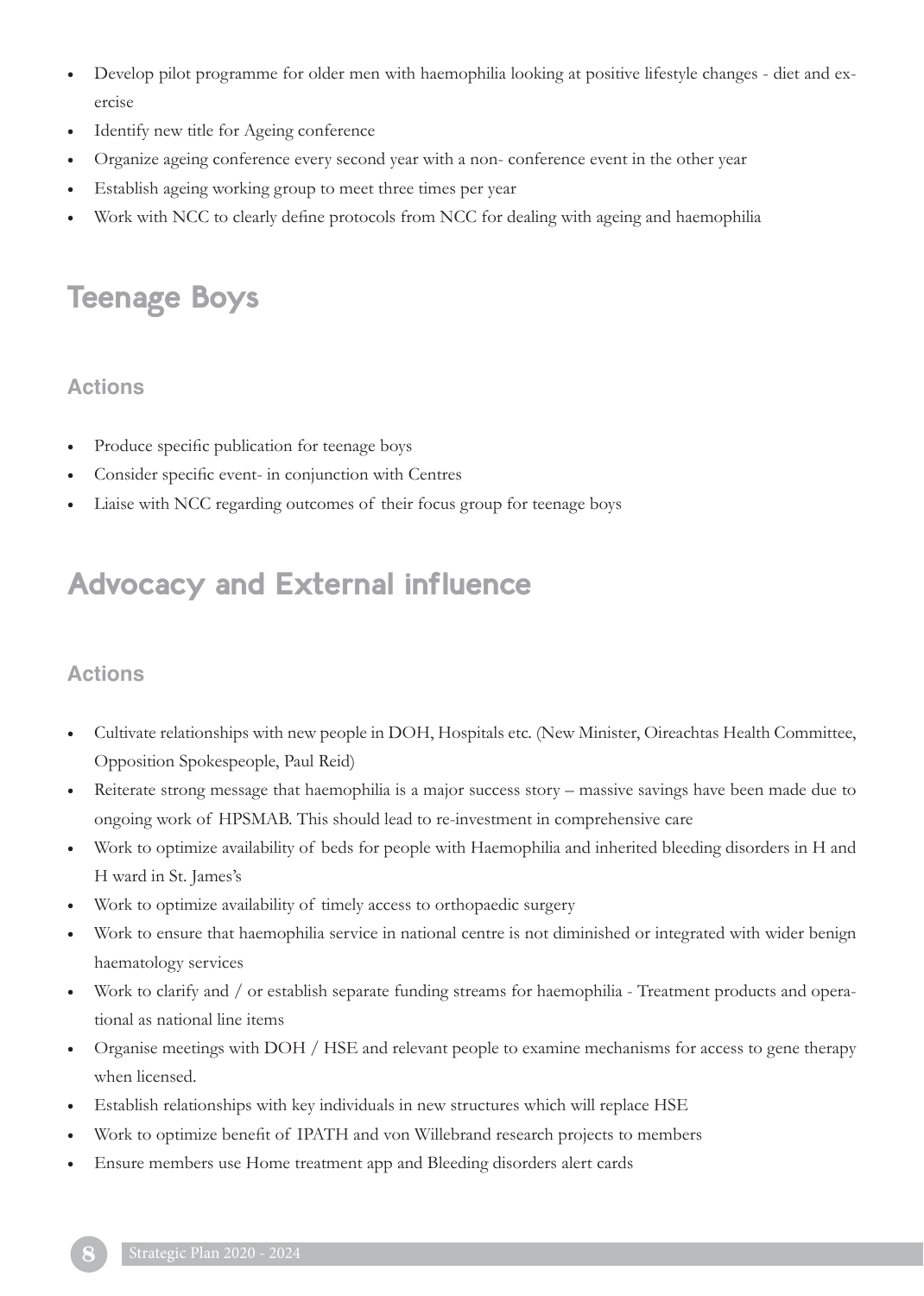- Develop pilot programme for older men with haemophilia looking at positive lifestyle changes - diet and exercise
- Identify new title for Ageing conference
- Organize ageing conference every second year with a non- conference event in the other year
- Establish ageing working group to meet three times per year
- Work with NCC to clearly define protocols from NCC for dealing with ageing and haemophilia

## Teenage Boys

### Actions

- Produce specific publication for teenage boys
- Consider specific event- in conjunction with Centres
- Liaise with NCC regarding outcomes of their focus group for teenage boys

## Advocacy and External influence

### Actions

- Cultivate relationships with new people in DOH, Hospitals etc. (New Minister, Oireachtas Health Committee, Opposition Spokespeople, Paul Reid)
- Reiterate strong message that haemophilia is a major success story – massive savings have been made due to ongoing work of HPSMAB. This should lead to re-investment in comprehensive care
- Work to optimize availability of beds for people with Haemophilia and inherited bleeding disorders in H and H ward in St. James's
- Work to optimize availability of timely access to orthopaedic surgery
- Work to ensure that haemophilia service in national centre is not diminished or integrated with wider benign haematology services
- Work to clarify and / or establish separate funding streams for haemophilia - Treatment products and operational as national line items
- Organise meetings with DOH / HSE and relevant people to examine mechanisms for access to gene therapy when licensed.
- Establish relationships with key individuals in new structures which will replace HSE
- Work to optimize benefit of IPATH and von Willebrand research projects to members
- Ensure members use Home treatment app and Bleeding disorders alert cards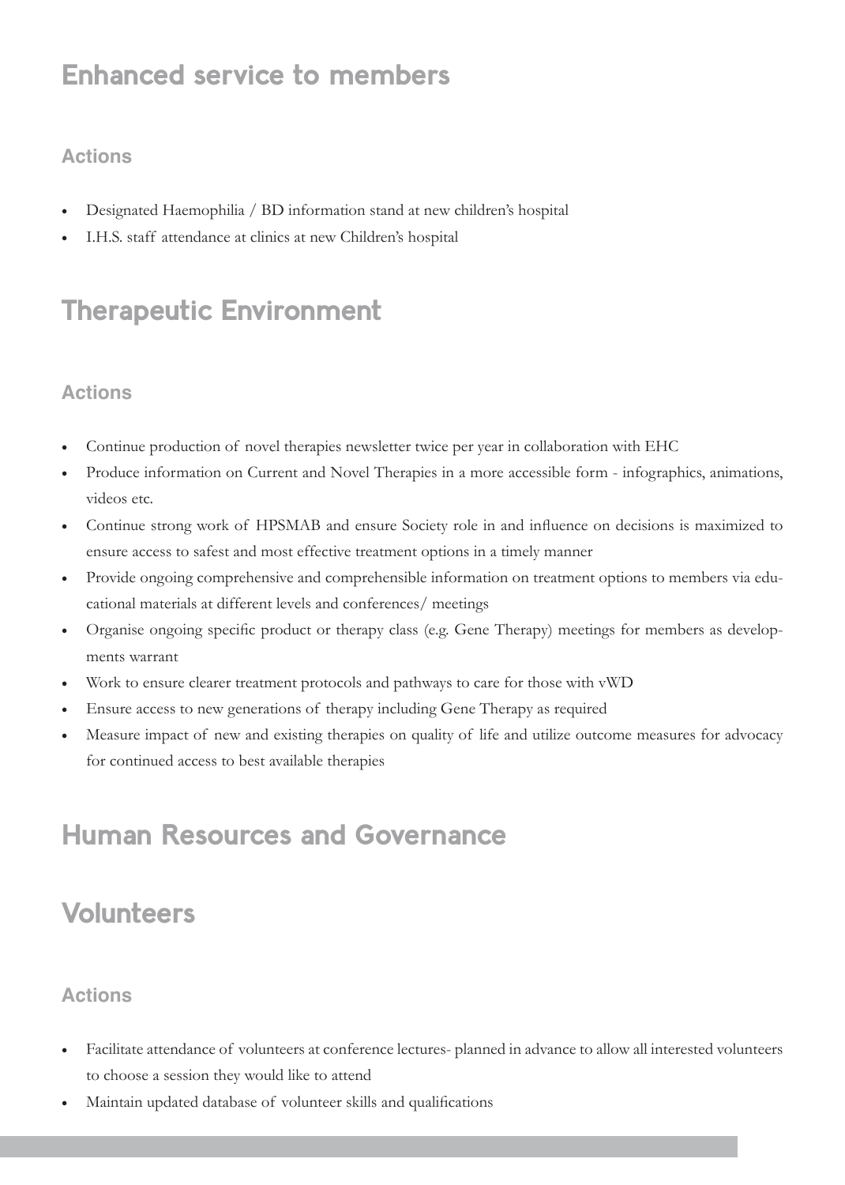## Enhanced service to members

### Actions

- Designated Haemophilia / BD information stand at new children's hospital
- I.H.S. staff attendance at clinics at new Children's hospital

## Therapeutic Environment

### Actions

- Continue production of novel therapies newsletter twice per year in collaboration with EHC
- Produce information on Current and Novel Therapies in a more accessible form - infographics, animations, videos etc.
- Continue strong work of HPSMAB and ensure Society role in and influence on decisions is maximized to ensure access to safest and most effective treatment options in a timely manner
- Provide ongoing comprehensive and comprehensible information on treatment options to members via educational materials at different levels and conferences/ meetings
- Organise ongoing specific product or therapy class (e.g. Gene Therapy) meetings for members as developments warrant
- Work to ensure clearer treatment protocols and pathways to care for those with vWD
- Ensure access to new generations of therapy including Gene Therapy as required
- Measure impact of new and existing therapies on quality of life and utilize outcome measures for advocacy for continued access to best available therapies

## Human Resources and Governance

## Volunteers

### Actions

- Facilitate attendance of volunteers at conference lectures- planned in advance to allow all interested volunteers to choose a session they would like to attend
- Maintain updated database of volunteer skills and qualifications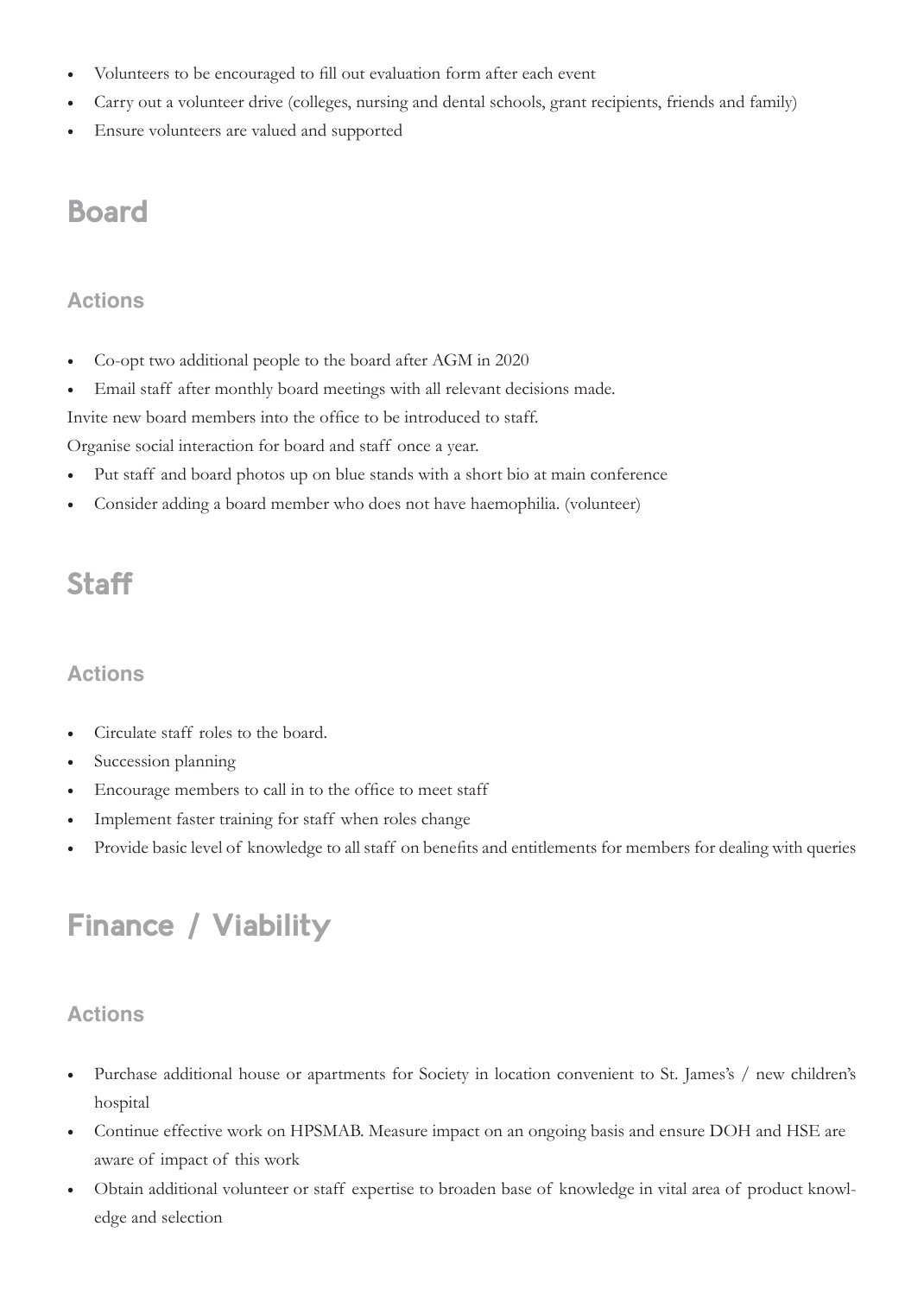- Volunteers to be encouraged to fill out evaluation form after each event
- Carry out a volunteer drive (colleges, nursing and dental schools, grant recipients, friends and family)
- Ensure volunteers are valued and supported

## Board

### Actions

- Co-opt two additional people to the board after AGM in 2020
- Email staff after monthly board meetings with all relevant decisions made.

Invite new board members into the office to be introduced to staff.

Organise social interaction for board and staff once a year.

- Put staff and board photos up on blue stands with a short bio at main conference
- Consider adding a board member who does not have haemophilia. (volunteer)

## Staff

### Actions

- Circulate staff roles to the board.
- Succession planning
- Encourage members to call in to the office to meet staff
- Implement faster training for staff when roles change
- Provide basic level of knowledge to all staff on benefits and entitlements for members for dealing with queries

## Finance / Viability

### Actions

- Purchase additional house or apartments for Society in location convenient to St. James's / new children's hospital
- Continue effective work on HPSMAB. Measure impact on an ongoing basis and ensure DOH and HSE are aware of impact of this work
- Obtain additional volunteer or staff expertise to broaden base of knowledge in vital area of product knowledge and selection